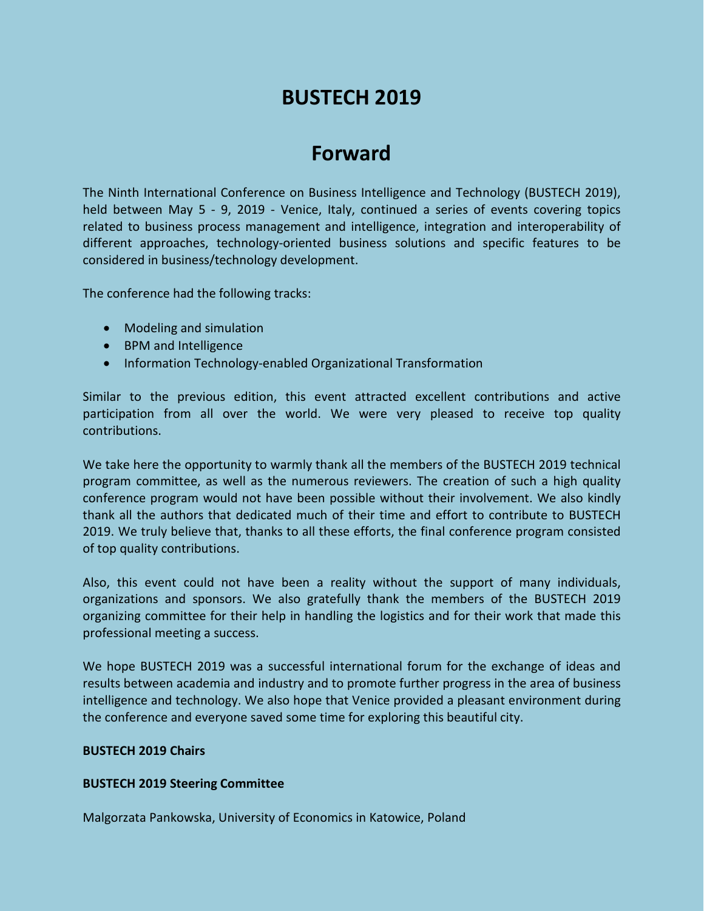# BUSTECH 2019

## Forward

The Ninth International Conference on Business Intelligence and Technology (BUSTECH 2019), held between May 5 - 9, 2019 - Venice, Italy, continued a series of events covering topics related to business process management and intelligence, integration and interoperability of different approaches, technology-oriented business solutions and specific features to be considered in business/technology development.

The conference had the following tracks:

- Modeling and simulation
- BPM and Intelligence
- Information Technology-enabled Organizational Transformation

Similar to the previous edition, this event attracted excellent contributions and active participation from all over the world. We were very pleased to receive top quality contributions.

We take here the opportunity to warmly thank all the members of the BUSTECH 2019 technical program committee, as well as the numerous reviewers. The creation of such a high quality conference program would not have been possible without their involvement. We also kindly thank all the authors that dedicated much of their time and effort to contribute to BUSTECH 2019. We truly believe that, thanks to all these efforts, the final conference program consisted of top quality contributions.

Also, this event could not have been a reality without the support of many individuals, organizations and sponsors. We also gratefully thank the members of the BUSTECH 2019 organizing committee for their help in handling the logistics and for their work that made this professional meeting a success.

We hope BUSTECH 2019 was a successful international forum for the exchange of ideas and results between academia and industry and to promote further progress in the area of business intelligence and technology. We also hope that Venice provided a pleasant environment during the conference and everyone saved some time for exploring this beautiful city.

**BUSTECH 2019 Chairs**

**BUSTECH 2019 Steering Committee**

Malgorzata Pankowska, University of Economics in Katowice, Poland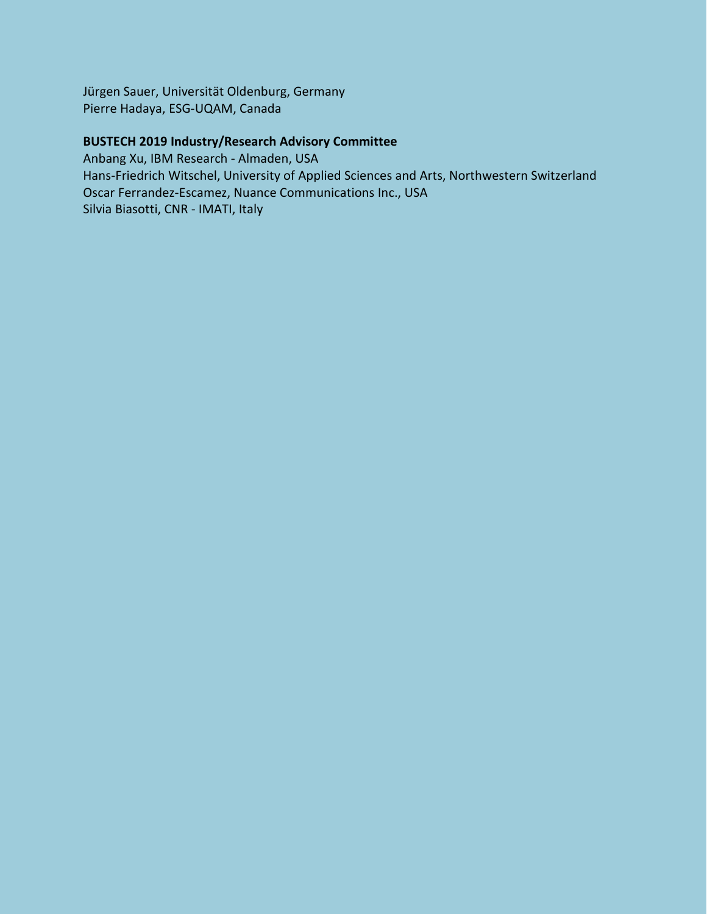Jürgen Sauer, Universität Oldenburg, Germany
Pierre Hadaya, ESG-UQAM, Canada

**BUSTECH 2019 Industry/Research Advisory Committee**

Anbang Xu, IBM Research - Almaden, USA
Hans-Friedrich Witschel, University of Applied Sciences and Arts, Northwestern Switzerland
Oscar Ferrandez-Escamez, Nuance Communications Inc., USA
Silvia Biasotti, CNR - IMATI, Italy